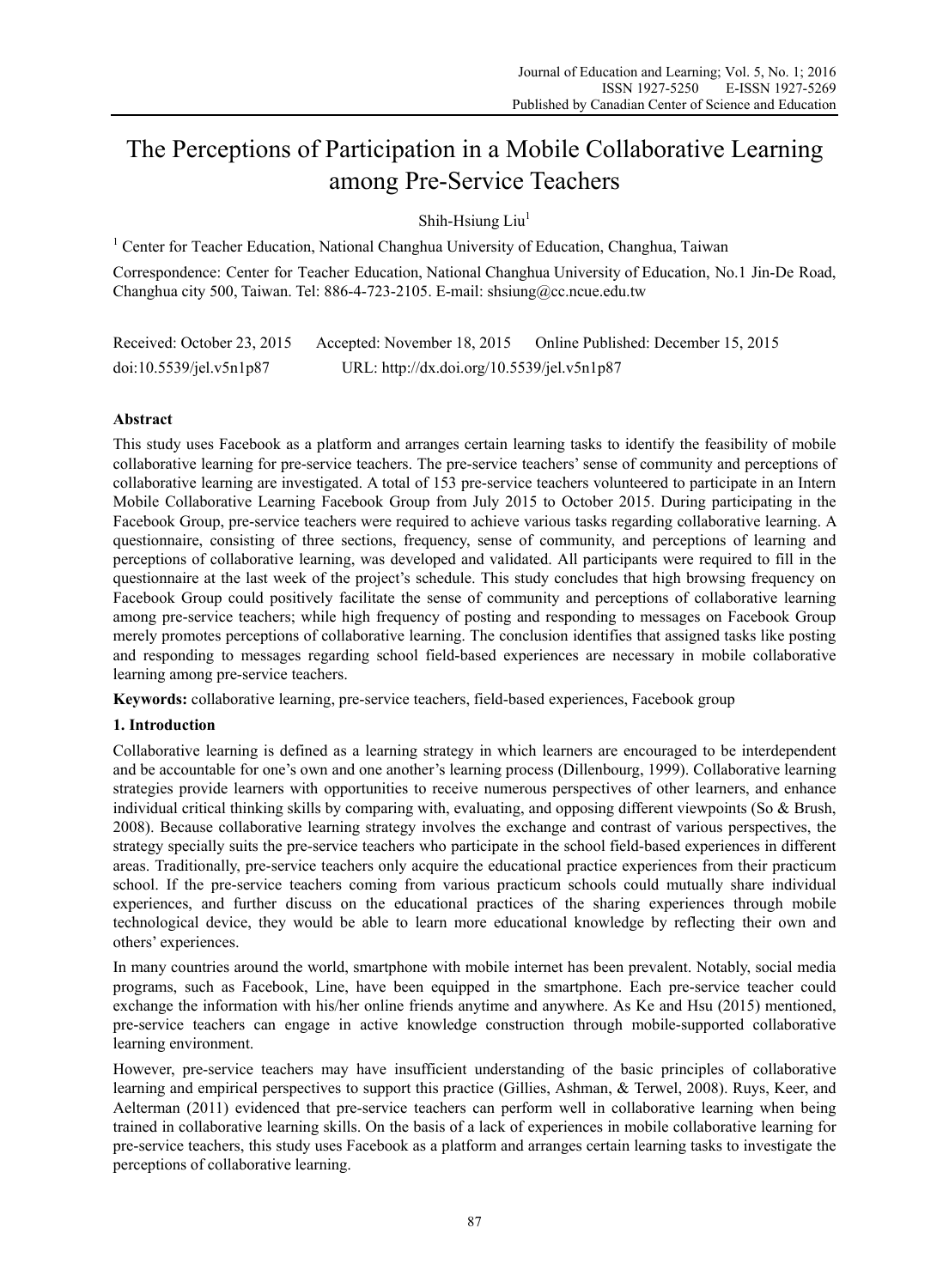# The Perceptions of Participation in a Mobile Collaborative Learning among Pre-Service Teachers

Shih-Hsiung Liu[1]

[1] Center for Teacher Education, National Changhua University of Education, Changhua, Taiwan

Correspondence: Center for Teacher Education, National Changhua University of Education, No.1 Jin-De Road, Changhua city 500, Taiwan. Tel: 886-4-723-2105. E-mail: shsiung@cc.ncue.edu.tw

Received: October 23, 2015 Accepted: November 18, 2015 Online Published: December 15, 2015

doi:10.5539/jel.v5n1p87 URL: http://dx.doi.org/10.5539/jel.v5n1p87

## Abstract

This study uses Facebook as a platform and arranges certain learning tasks to identify the feasibility of mobile collaborative learning for pre-service teachers. The pre-service teachers' sense of community and perceptions of collaborative learning are investigated. A total of 153 pre-service teachers volunteered to participate in an Intern Mobile Collaborative Learning Facebook Group from July 2015 to October 2015. During participating in the Facebook Group, pre-service teachers were required to achieve various tasks regarding collaborative learning. A questionnaire, consisting of three sections, frequency, sense of community, and perceptions of learning and perceptions of collaborative learning, was developed and validated. All participants were required to fill in the questionnaire at the last week of the project's schedule. This study concludes that high browsing frequency on Facebook Group could positively facilitate the sense of community and perceptions of collaborative learning among pre-service teachers; while high frequency of posting and responding to messages on Facebook Group merely promotes perceptions of collaborative learning. The conclusion identifies that assigned tasks like posting and responding to messages regarding school field-based experiences are necessary in mobile collaborative learning among pre-service teachers.

**Keywords:** collaborative learning, pre-service teachers, field-based experiences, Facebook group

## 1. Introduction

Collaborative learning is defined as a learning strategy in which learners are encouraged to be interdependent and be accountable for one's own and one another's learning process (Dillenbourg, 1999). Collaborative learning strategies provide learners with opportunities to receive numerous perspectives of other learners, and enhance individual critical thinking skills by comparing with, evaluating, and opposing different viewpoints (So & Brush, 2008). Because collaborative learning strategy involves the exchange and contrast of various perspectives, the strategy specially suits the pre-service teachers who participate in the school field-based experiences in different areas. Traditionally, pre-service teachers only acquire the educational practice experiences from their practicum school. If the pre-service teachers coming from various practicum schools could mutually share individual experiences, and further discuss on the educational practices of the sharing experiences through mobile technological device, they would be able to learn more educational knowledge by reflecting their own and others' experiences.

In many countries around the world, smartphone with mobile internet has been prevalent. Notably, social media programs, such as Facebook, Line, have been equipped in the smartphone. Each pre-service teacher could exchange the information with his/her online friends anytime and anywhere. As Ke and Hsu (2015) mentioned, pre-service teachers can engage in active knowledge construction through mobile-supported collaborative learning environment.

However, pre-service teachers may have insufficient understanding of the basic principles of collaborative learning and empirical perspectives to support this practice (Gillies, Ashman, & Terwel, 2008). Ruys, Keer, and Aelterman (2011) evidenced that pre-service teachers can perform well in collaborative learning when being trained in collaborative learning skills. On the basis of a lack of experiences in mobile collaborative learning for pre-service teachers, this study uses Facebook as a platform and arranges certain learning tasks to investigate the perceptions of collaborative learning.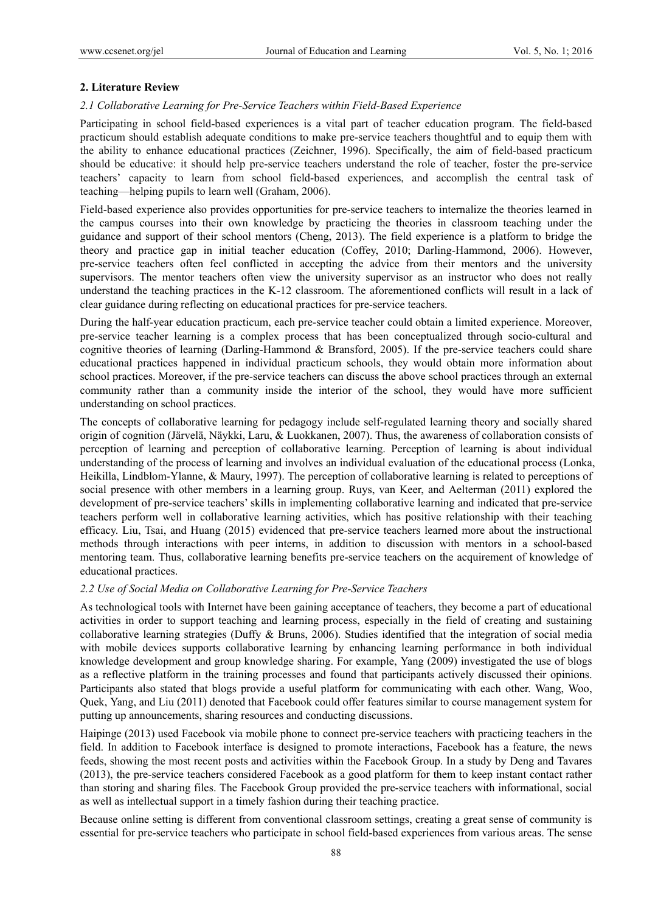## 2. Literature Review

### *2.1 Collaborative Learning for Pre-Service Teachers within Field-Based Experience*

Participating in school field-based experiences is a vital part of teacher education program. The field-based practicum should establish adequate conditions to make pre-service teachers thoughtful and to equip them with the ability to enhance educational practices (Zeichner, 1996). Specifically, the aim of field-based practicum should be educative: it should help pre-service teachers understand the role of teacher, foster the pre-service teachers' capacity to learn from school field-based experiences, and accomplish the central task of teaching—helping pupils to learn well (Graham, 2006).

Field-based experience also provides opportunities for pre-service teachers to internalize the theories learned in the campus courses into their own knowledge by practicing the theories in classroom teaching under the guidance and support of their school mentors (Cheng, 2013). The field experience is a platform to bridge the theory and practice gap in initial teacher education (Coffey, 2010; Darling-Hammond, 2006). However, pre-service teachers often feel conflicted in accepting the advice from their mentors and the university supervisors. The mentor teachers often view the university supervisor as an instructor who does not really understand the teaching practices in the K-12 classroom. The aforementioned conflicts will result in a lack of clear guidance during reflecting on educational practices for pre-service teachers.

During the half-year education practicum, each pre-service teacher could obtain a limited experience. Moreover, pre-service teacher learning is a complex process that has been conceptualized through socio-cultural and cognitive theories of learning (Darling-Hammond & Bransford, 2005). If the pre-service teachers could share educational practices happened in individual practicum schools, they would obtain more information about school practices. Moreover, if the pre-service teachers can discuss the above school practices through an external community rather than a community inside the interior of the school, they would have more sufficient understanding on school practices.

The concepts of collaborative learning for pedagogy include self-regulated learning theory and socially shared origin of cognition (Järvelä, Näykki, Laru, & Luokkanen, 2007). Thus, the awareness of collaboration consists of perception of learning and perception of collaborative learning. Perception of learning is about individual understanding of the process of learning and involves an individual evaluation of the educational process (Lonka, Heikilla, Lindblom-Ylanne, & Maury, 1997). The perception of collaborative learning is related to perceptions of social presence with other members in a learning group. Ruys, van Keer, and Aelterman (2011) explored the development of pre-service teachers' skills in implementing collaborative learning and indicated that pre-service teachers perform well in collaborative learning activities, which has positive relationship with their teaching efficacy. Liu, Tsai, and Huang (2015) evidenced that pre-service teachers learned more about the instructional methods through interactions with peer interns, in addition to discussion with mentors in a school-based mentoring team. Thus, collaborative learning benefits pre-service teachers on the acquirement of knowledge of educational practices.

### *2.2 Use of Social Media on Collaborative Learning for Pre-Service Teachers*

As technological tools with Internet have been gaining acceptance of teachers, they become a part of educational activities in order to support teaching and learning process, especially in the field of creating and sustaining collaborative learning strategies (Duffy & Bruns, 2006). Studies identified that the integration of social media with mobile devices supports collaborative learning by enhancing learning performance in both individual knowledge development and group knowledge sharing. For example, Yang (2009) investigated the use of blogs as a reflective platform in the training processes and found that participants actively discussed their opinions. Participants also stated that blogs provide a useful platform for communicating with each other. Wang, Woo, Quek, Yang, and Liu (2011) denoted that Facebook could offer features similar to course management system for putting up announcements, sharing resources and conducting discussions.

Haipinge (2013) used Facebook via mobile phone to connect pre-service teachers with practicing teachers in the field. In addition to Facebook interface is designed to promote interactions, Facebook has a feature, the news feeds, showing the most recent posts and activities within the Facebook Group. In a study by Deng and Tavares (2013), the pre-service teachers considered Facebook as a good platform for them to keep instant contact rather than storing and sharing files. The Facebook Group provided the pre-service teachers with informational, social as well as intellectual support in a timely fashion during their teaching practice.

Because online setting is different from conventional classroom settings, creating a great sense of community is essential for pre-service teachers who participate in school field-based experiences from various areas. The sense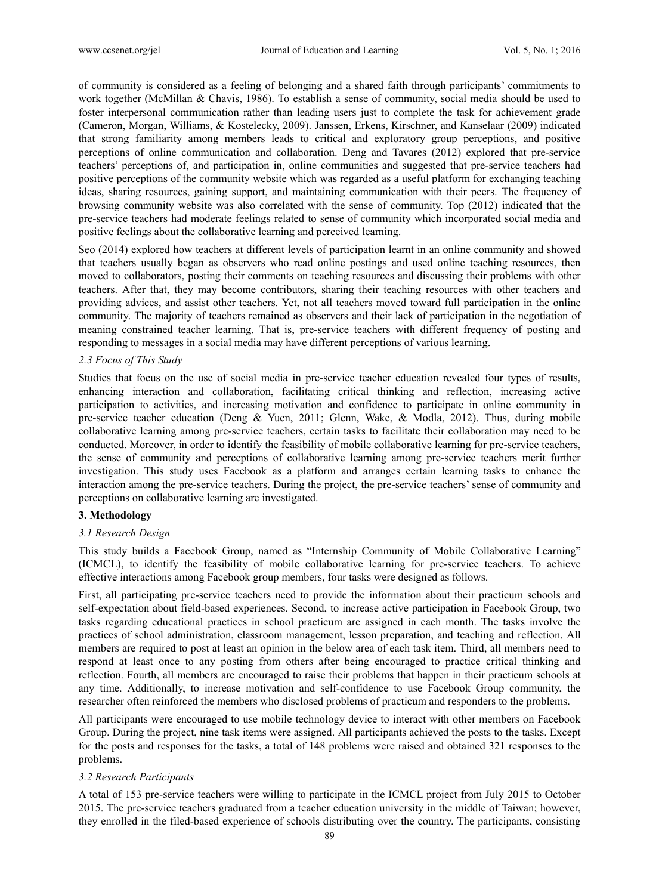of community is considered as a feeling of belonging and a shared faith through participants' commitments to work together (McMillan & Chavis, 1986). To establish a sense of community, social media should be used to foster interpersonal communication rather than leading users just to complete the task for achievement grade (Cameron, Morgan, Williams, & Kostelecky, 2009). Janssen, Erkens, Kirschner, and Kanselaar (2009) indicated that strong familiarity among members leads to critical and exploratory group perceptions, and positive perceptions of online communication and collaboration. Deng and Tavares (2012) explored that pre-service teachers' perceptions of, and participation in, online communities and suggested that pre-service teachers had positive perceptions of the community website which was regarded as a useful platform for exchanging teaching ideas, sharing resources, gaining support, and maintaining communication with their peers. The frequency of browsing community website was also correlated with the sense of community. Top (2012) indicated that the pre-service teachers had moderate feelings related to sense of community which incorporated social media and positive feelings about the collaborative learning and perceived learning.

Seo (2014) explored how teachers at different levels of participation learnt in an online community and showed that teachers usually began as observers who read online postings and used online teaching resources, then moved to collaborators, posting their comments on teaching resources and discussing their problems with other teachers. After that, they may become contributors, sharing their teaching resources with other teachers and providing advices, and assist other teachers. Yet, not all teachers moved toward full participation in the online community. The majority of teachers remained as observers and their lack of participation in the negotiation of meaning constrained teacher learning. That is, pre-service teachers with different frequency of posting and responding to messages in a social media may have different perceptions of various learning.

### *2.3 Focus of This Study*

Studies that focus on the use of social media in pre-service teacher education revealed four types of results, enhancing interaction and collaboration, facilitating critical thinking and reflection, increasing active participation to activities, and increasing motivation and confidence to participate in online community in pre-service teacher education (Deng & Yuen, 2011; Glenn, Wake, & Modla, 2012). Thus, during mobile collaborative learning among pre-service teachers, certain tasks to facilitate their collaboration may need to be conducted. Moreover, in order to identify the feasibility of mobile collaborative learning for pre-service teachers, the sense of community and perceptions of collaborative learning among pre-service teachers merit further investigation. This study uses Facebook as a platform and arranges certain learning tasks to enhance the interaction among the pre-service teachers. During the project, the pre-service teachers' sense of community and perceptions on collaborative learning are investigated.

## **3. Methodology**

### *3.1 Research Design*

This study builds a Facebook Group, named as "Internship Community of Mobile Collaborative Learning" (ICMCL), to identify the feasibility of mobile collaborative learning for pre-service teachers. To achieve effective interactions among Facebook group members, four tasks were designed as follows.

First, all participating pre-service teachers need to provide the information about their practicum schools and self-expectation about field-based experiences. Second, to increase active participation in Facebook Group, two tasks regarding educational practices in school practicum are assigned in each month. The tasks involve the practices of school administration, classroom management, lesson preparation, and teaching and reflection. All members are required to post at least an opinion in the below area of each task item. Third, all members need to respond at least once to any posting from others after being encouraged to practice critical thinking and reflection. Fourth, all members are encouraged to raise their problems that happen in their practicum schools at any time. Additionally, to increase motivation and self-confidence to use Facebook Group community, the researcher often reinforced the members who disclosed problems of practicum and responders to the problems.

All participants were encouraged to use mobile technology device to interact with other members on Facebook Group. During the project, nine task items were assigned. All participants achieved the posts to the tasks. Except for the posts and responses for the tasks, a total of 148 problems were raised and obtained 321 responses to the problems.

### *3.2 Research Participants*

A total of 153 pre-service teachers were willing to participate in the ICMCL project from July 2015 to October 2015. The pre-service teachers graduated from a teacher education university in the middle of Taiwan; however, they enrolled in the filed-based experience of schools distributing over the country. The participants, consisting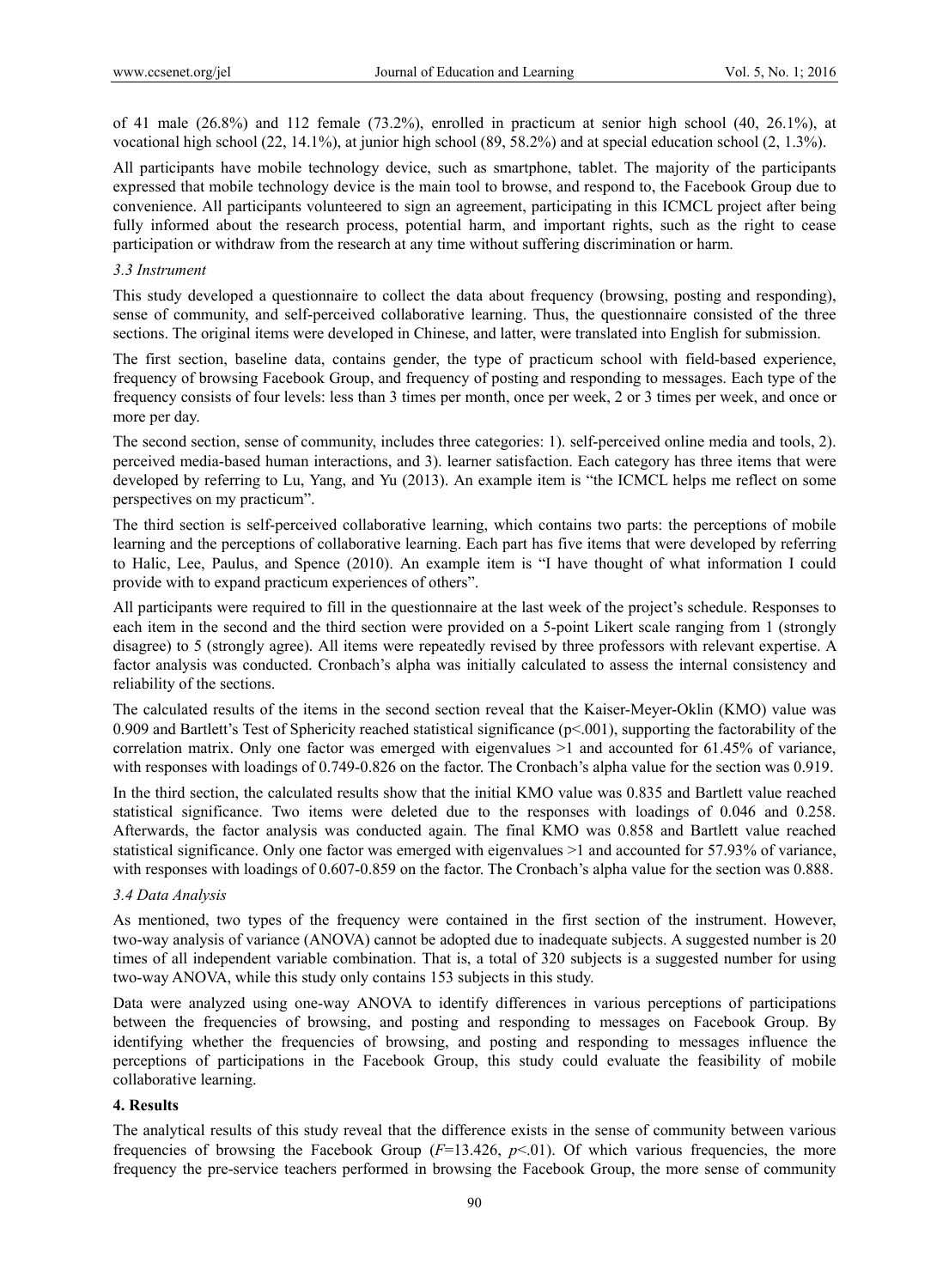of 41 male (26.8%) and 112 female (73.2%), enrolled in practicum at senior high school (40, 26.1%), at vocational high school (22, 14.1%), at junior high school (89, 58.2%) and at special education school (2, 1.3%).

All participants have mobile technology device, such as smartphone, tablet. The majority of the participants expressed that mobile technology device is the main tool to browse, and respond to, the Facebook Group due to convenience. All participants volunteered to sign an agreement, participating in this ICMCL project after being fully informed about the research process, potential harm, and important rights, such as the right to cease participation or withdraw from the research at any time without suffering discrimination or harm.

### *3.3 Instrument*

This study developed a questionnaire to collect the data about frequency (browsing, posting and responding), sense of community, and self-perceived collaborative learning. Thus, the questionnaire consisted of the three sections. The original items were developed in Chinese, and latter, were translated into English for submission.

The first section, baseline data, contains gender, the type of practicum school with field-based experience, frequency of browsing Facebook Group, and frequency of posting and responding to messages. Each type of the frequency consists of four levels: less than 3 times per month, once per week, 2 or 3 times per week, and once or more per day.

The second section, sense of community, includes three categories: 1). self-perceived online media and tools, 2). perceived media-based human interactions, and 3). learner satisfaction. Each category has three items that were developed by referring to Lu, Yang, and Yu (2013). An example item is "the ICMCL helps me reflect on some perspectives on my practicum".

The third section is self-perceived collaborative learning, which contains two parts: the perceptions of mobile learning and the perceptions of collaborative learning. Each part has five items that were developed by referring to Halic, Lee, Paulus, and Spence (2010). An example item is "I have thought of what information I could provide with to expand practicum experiences of others".

All participants were required to fill in the questionnaire at the last week of the project's schedule. Responses to each item in the second and the third section were provided on a 5-point Likert scale ranging from 1 (strongly disagree) to 5 (strongly agree). All items were repeatedly revised by three professors with relevant expertise. A factor analysis was conducted. Cronbach's alpha was initially calculated to assess the internal consistency and reliability of the sections.

The calculated results of the items in the second section reveal that the Kaiser-Meyer-Oklin (KMO) value was 0.909 and Bartlett's Test of Sphericity reached statistical significance ($p<.001$), supporting the factorability of the correlation matrix. Only one factor was emerged with eigenvalues >1 and accounted for 61.45% of variance, with responses with loadings of 0.749-0.826 on the factor. The Cronbach's alpha value for the section was 0.919.

In the third section, the calculated results show that the initial KMO value was 0.835 and Bartlett value reached statistical significance. Two items were deleted due to the responses with loadings of 0.046 and 0.258. Afterwards, the factor analysis was conducted again. The final KMO was 0.858 and Bartlett value reached statistical significance. Only one factor was emerged with eigenvalues >1 and accounted for 57.93% of variance, with responses with loadings of 0.607-0.859 on the factor. The Cronbach's alpha value for the section was 0.888.

### *3.4 Data Analysis*

As mentioned, two types of the frequency were contained in the first section of the instrument. However, two-way analysis of variance (ANOVA) cannot be adopted due to inadequate subjects. A suggested number is 20 times of all independent variable combination. That is, a total of 320 subjects is a suggested number for using two-way ANOVA, while this study only contains 153 subjects in this study.

Data were analyzed using one-way ANOVA to identify differences in various perceptions of participations between the frequencies of browsing, and posting and responding to messages on Facebook Group. By identifying whether the frequencies of browsing, and posting and responding to messages influence the perceptions of participations in the Facebook Group, this study could evaluate the feasibility of mobile collaborative learning.

## **4. Results**

The analytical results of this study reveal that the difference exists in the sense of community between various frequencies of browsing the Facebook Group ($F$=13.426, $p$<.01). Of which various frequencies, the more frequency the pre-service teachers performed in browsing the Facebook Group, the more sense of community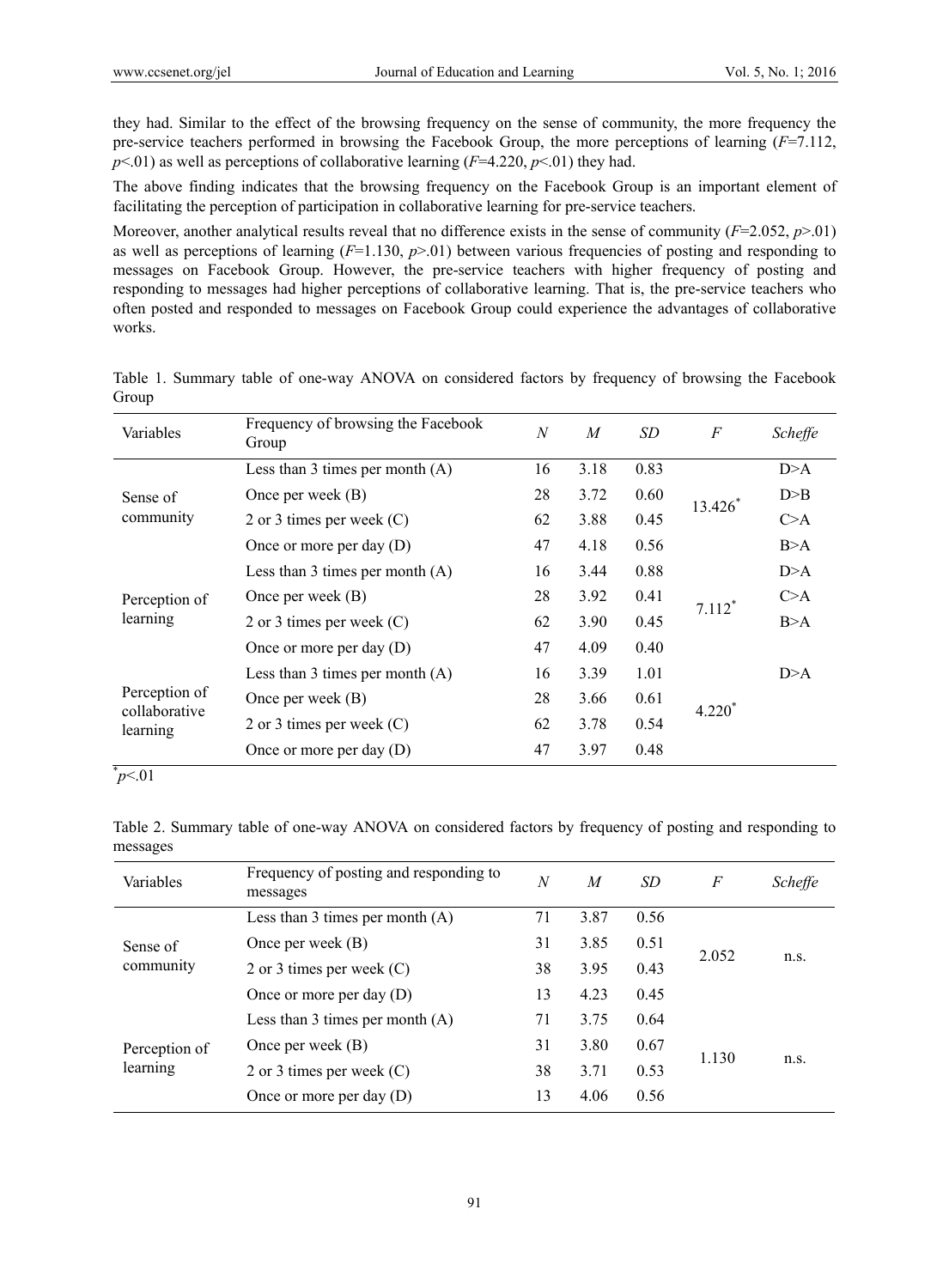they had. Similar to the effect of the browsing frequency on the sense of community, the more frequency the pre-service teachers performed in browsing the Facebook Group, the more perceptions of learning ($F$=7.112, $p$<.01) as well as perceptions of collaborative learning ($F$=4.220, $p$<.01) they had.

The above finding indicates that the browsing frequency on the Facebook Group is an important element of facilitating the perception of participation in collaborative learning for pre-service teachers.

Moreover, another analytical results reveal that no difference exists in the sense of community ($F$=2.052, $p$>.01) as well as perceptions of learning ($F$=1.130, $p$>.01) between various frequencies of posting and responding to messages on Facebook Group. However, the pre-service teachers with higher frequency of posting and responding to messages had higher perceptions of collaborative learning. That is, the pre-service teachers who often posted and responded to messages on Facebook Group could experience the advantages of collaborative works.

Table 1. Summary table of one-way ANOVA on considered factors by frequency of browsing the Facebook Group

| Variables | Frequency of browsing the Facebook Group | *N* | *M* | *SD* | *F* | *Scheffe* |
|---|---|---|---|---|---|---|
| Sense of community | Less than 3 times per month (A) | 16 | 3.18 | 0.83 | 13.426* | D>A |
| | Once per week (B) | 28 | 3.72 | 0.60 | | D>B |
| | 2 or 3 times per week (C) | 62 | 3.88 | 0.45 | | C>A |
| | Once or more per day (D) | 47 | 4.18 | 0.56 | | B>A |
| Perception of learning | Less than 3 times per month (A) | 16 | 3.44 | 0.88 | 7.112* | D>A |
| | Once per week (B) | 28 | 3.92 | 0.41 | | C>A |
| | 2 or 3 times per week (C) | 62 | 3.90 | 0.45 | | B>A |
| | Once or more per day (D) | 47 | 4.09 | 0.40 | | |
| Perception of collaborative learning | Less than 3 times per month (A) | 16 | 3.39 | 1.01 | 4.220* | D>A |
| | Once per week (B) | 28 | 3.66 | 0.61 | | |
| | 2 or 3 times per week (C) | 62 | 3.78 | 0.54 | | |
| | Once or more per day (D) | 47 | 3.97 | 0.48 | | |

*$p$<.01

Table 2. Summary table of one-way ANOVA on considered factors by frequency of posting and responding to messages

| Variables | Frequency of posting and responding to messages | *N* | *M* | *SD* | *F* | *Scheffe* |
|---|---|---|---|---|---|---|
| Sense of community | Less than 3 times per month (A) | 71 | 3.87 | 0.56 | 2.052 | n.s. |
| | Once per week (B) | 31 | 3.85 | 0.51 | | |
| | 2 or 3 times per week (C) | 38 | 3.95 | 0.43 | | |
| | Once or more per day (D) | 13 | 4.23 | 0.45 | | |
| Perception of learning | Less than 3 times per month (A) | 71 | 3.75 | 0.64 | 1.130 | n.s. |
| | Once per week (B) | 31 | 3.80 | 0.67 | | |
| | 2 or 3 times per week (C) | 38 | 3.71 | 0.53 | | |
| | Once or more per day (D) | 13 | 4.06 | 0.56 | | |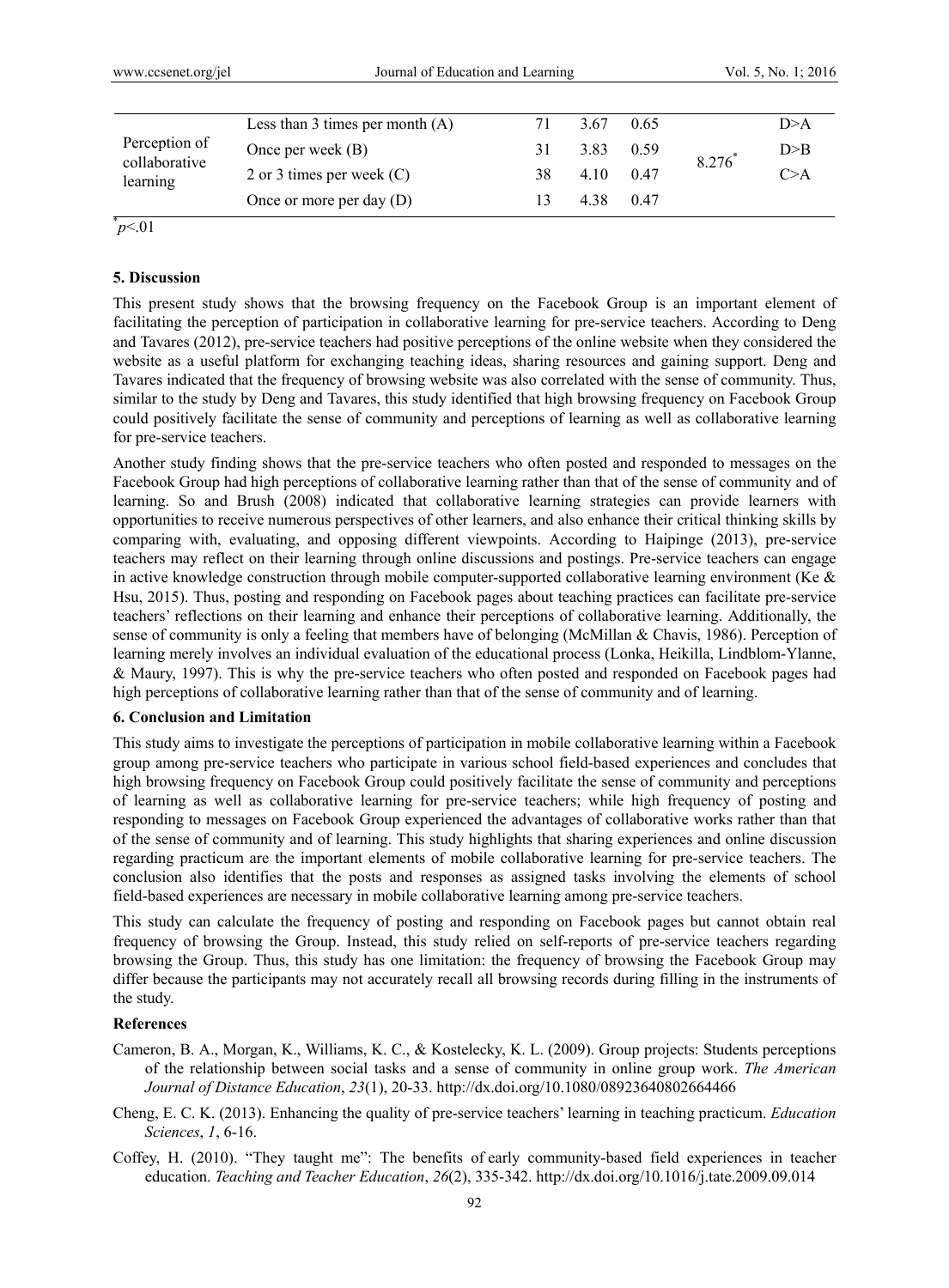| | | | | | | |
|---|---|---|---|---|---|---|
| Perception of collaborative learning | Less than 3 times per month (A) | 71 | 3.67 | 0.65 | 8.276* | D>A |
| | Once per week (B) | 31 | 3.83 | 0.59 | | D>B |
| | 2 or 3 times per week (C) | 38 | 4.10 | 0.47 | | C>A |
| | Once or more per day (D) | 13 | 4.38 | 0.47 | | |

*$p<.01$

## 5. Discussion

This present study shows that the browsing frequency on the Facebook Group is an important element of facilitating the perception of participation in collaborative learning for pre-service teachers. According to Deng and Tavares (2012), pre-service teachers had positive perceptions of the online website when they considered the website as a useful platform for exchanging teaching ideas, sharing resources and gaining support. Deng and Tavares indicated that the frequency of browsing website was also correlated with the sense of community. Thus, similar to the study by Deng and Tavares, this study identified that high browsing frequency on Facebook Group could positively facilitate the sense of community and perceptions of learning as well as collaborative learning for pre-service teachers.

Another study finding shows that the pre-service teachers who often posted and responded to messages on the Facebook Group had high perceptions of collaborative learning rather than that of the sense of community and of learning. So and Brush (2008) indicated that collaborative learning strategies can provide learners with opportunities to receive numerous perspectives of other learners, and also enhance their critical thinking skills by comparing with, evaluating, and opposing different viewpoints. According to Haipinge (2013), pre-service teachers may reflect on their learning through online discussions and postings. Pre-service teachers can engage in active knowledge construction through mobile computer-supported collaborative learning environment (Ke & Hsu, 2015). Thus, posting and responding on Facebook pages about teaching practices can facilitate pre-service teachers' reflections on their learning and enhance their perceptions of collaborative learning. Additionally, the sense of community is only a feeling that members have of belonging (McMillan & Chavis, 1986). Perception of learning merely involves an individual evaluation of the educational process (Lonka, Heikilla, Lindblom-Ylanne, & Maury, 1997). This is why the pre-service teachers who often posted and responded on Facebook pages had high perceptions of collaborative learning rather than that of the sense of community and of learning.

## 6. Conclusion and Limitation

This study aims to investigate the perceptions of participation in mobile collaborative learning within a Facebook group among pre-service teachers who participate in various school field-based experiences and concludes that high browsing frequency on Facebook Group could positively facilitate the sense of community and perceptions of learning as well as collaborative learning for pre-service teachers; while high frequency of posting and responding to messages on Facebook Group experienced the advantages of collaborative works rather than that of the sense of community and of learning. This study highlights that sharing experiences and online discussion regarding practicum are the important elements of mobile collaborative learning for pre-service teachers. The conclusion also identifies that the posts and responses as assigned tasks involving the elements of school field-based experiences are necessary in mobile collaborative learning among pre-service teachers.

This study can calculate the frequency of posting and responding on Facebook pages but cannot obtain real frequency of browsing the Group. Instead, this study relied on self-reports of pre-service teachers regarding browsing the Group. Thus, this study has one limitation: the frequency of browsing the Facebook Group may differ because the participants may not accurately recall all browsing records during filling in the instruments of the study.

## References

Cameron, B. A., Morgan, K., Williams, K. C., & Kostelecky, K. L. (2009). Group projects: Students perceptions of the relationship between social tasks and a sense of community in online group work. *The American Journal of Distance Education*, *23*(1), 20-33. http://dx.doi.org/10.1080/08923640802664466

Cheng, E. C. K. (2013). Enhancing the quality of pre-service teachers' learning in teaching practicum. *Education Sciences*, *1*, 6-16.

Coffey, H. (2010). "They taught me": The benefits of early community-based field experiences in teacher education. *Teaching and Teacher Education*, *26*(2), 335-342. http://dx.doi.org/10.1016/j.tate.2009.09.014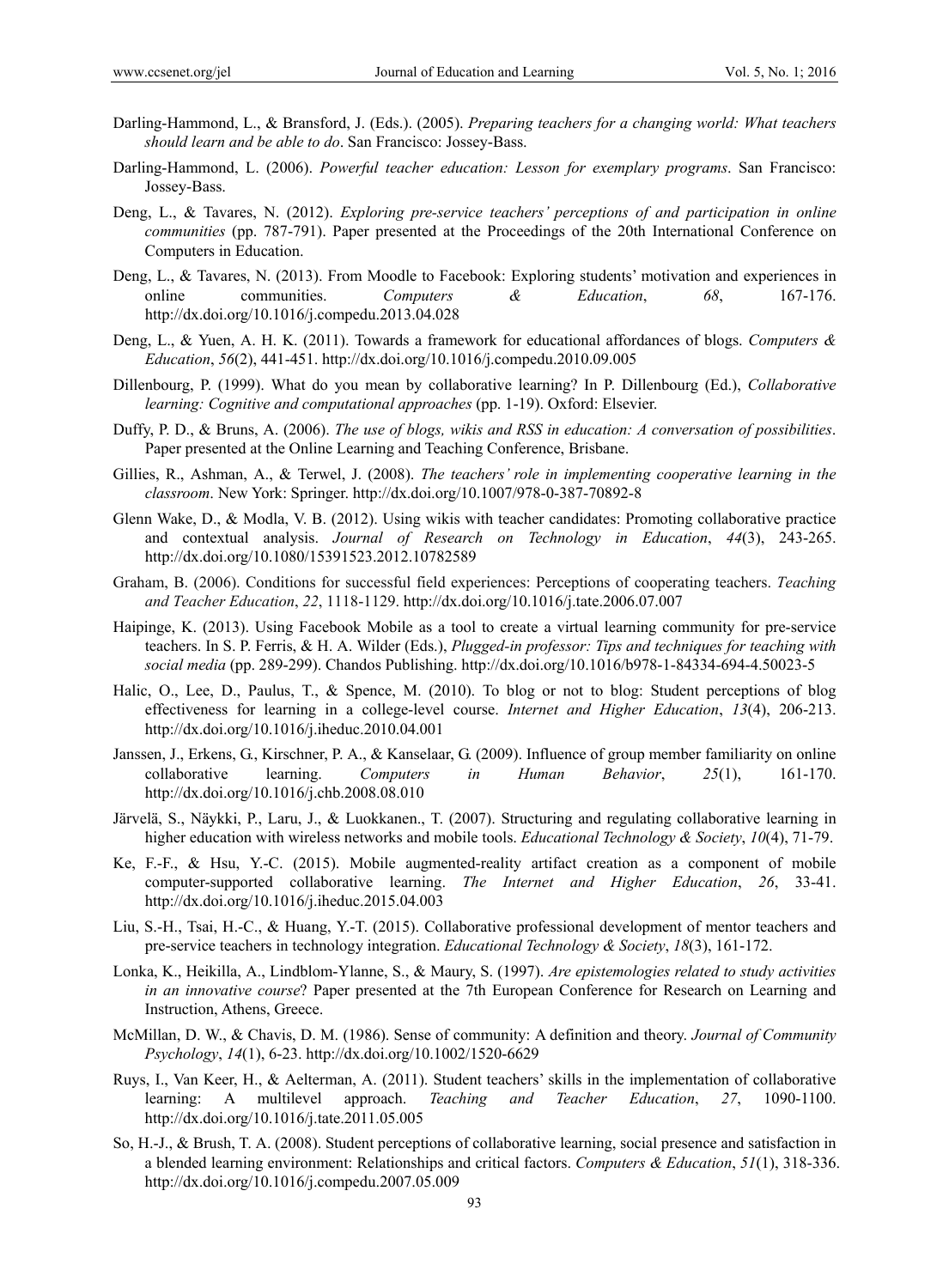Darling-Hammond, L., & Bransford, J. (Eds.). (2005). *Preparing teachers for a changing world: What teachers should learn and be able to do*. San Francisco: Jossey-Bass.

Darling-Hammond, L. (2006). *Powerful teacher education: Lesson for exemplary programs*. San Francisco: Jossey-Bass.

Deng, L., & Tavares, N. (2012). *Exploring pre-service teachers' perceptions of and participation in online communities* (pp. 787-791). Paper presented at the Proceedings of the 20th International Conference on Computers in Education.

Deng, L., & Tavares, N. (2013). From Moodle to Facebook: Exploring students' motivation and experiences in online communities. *Computers & Education*, *68*, 167-176. http://dx.doi.org/10.1016/j.compedu.2013.04.028

Deng, L., & Yuen, A. H. K. (2011). Towards a framework for educational affordances of blogs. *Computers & Education*, *56*(2), 441-451. http://dx.doi.org/10.1016/j.compedu.2010.09.005

Dillenbourg, P. (1999). What do you mean by collaborative learning? In P. Dillenbourg (Ed.), *Collaborative learning: Cognitive and computational approaches* (pp. 1-19). Oxford: Elsevier.

Duffy, P. D., & Bruns, A. (2006). *The use of blogs, wikis and RSS in education: A conversation of possibilities*. Paper presented at the Online Learning and Teaching Conference, Brisbane.

Gillies, R., Ashman, A., & Terwel, J. (2008). *The teachers' role in implementing cooperative learning in the classroom*. New York: Springer. http://dx.doi.org/10.1007/978-0-387-70892-8

Glenn Wake, D., & Modla, V. B. (2012). Using wikis with teacher candidates: Promoting collaborative practice and contextual analysis. *Journal of Research on Technology in Education*, *44*(3), 243-265. http://dx.doi.org/10.1080/15391523.2012.10782589

Graham, B. (2006). Conditions for successful field experiences: Perceptions of cooperating teachers. *Teaching and Teacher Education*, *22*, 1118-1129. http://dx.doi.org/10.1016/j.tate.2006.07.007

Haipinge, K. (2013). Using Facebook Mobile as a tool to create a virtual learning community for pre-service teachers. In S. P. Ferris, & H. A. Wilder (Eds.), *Plugged-in professor: Tips and techniques for teaching with social media* (pp. 289-299). Chandos Publishing. http://dx.doi.org/10.1016/b978-1-84334-694-4.50023-5

Halic, O., Lee, D., Paulus, T., & Spence, M. (2010). To blog or not to blog: Student perceptions of blog effectiveness for learning in a college-level course. *Internet and Higher Education*, *13*(4), 206-213. http://dx.doi.org/10.1016/j.iheduc.2010.04.001

Janssen, J., Erkens, G., Kirschner, P. A., & Kanselaar, G. (2009). Influence of group member familiarity on online collaborative learning. *Computers in Human Behavior*, *25*(1), 161-170. http://dx.doi.org/10.1016/j.chb.2008.08.010

Järvelä, S., Näykki, P., Laru, J., & Luokkanen., T. (2007). Structuring and regulating collaborative learning in higher education with wireless networks and mobile tools. *Educational Technology & Society*, *10*(4), 71-79.

Ke, F.-F., & Hsu, Y.-C. (2015). Mobile augmented-reality artifact creation as a component of mobile computer-supported collaborative learning. *The Internet and Higher Education*, *26*, 33-41. http://dx.doi.org/10.1016/j.iheduc.2015.04.003

Liu, S.-H., Tsai, H.-C., & Huang, Y.-T. (2015). Collaborative professional development of mentor teachers and pre-service teachers in technology integration. *Educational Technology & Society*, *18*(3), 161-172.

Lonka, K., Heikilla, A., Lindblom-Ylanne, S., & Maury, S. (1997). *Are epistemologies related to study activities in an innovative course*? Paper presented at the 7th European Conference for Research on Learning and Instruction, Athens, Greece.

McMillan, D. W., & Chavis, D. M. (1986). Sense of community: A definition and theory. *Journal of Community Psychology*, *14*(1), 6-23. http://dx.doi.org/10.1002/1520-6629

Ruys, I., Van Keer, H., & Aelterman, A. (2011). Student teachers' skills in the implementation of collaborative learning: A multilevel approach. *Teaching and Teacher Education*, *27*, 1090-1100. http://dx.doi.org/10.1016/j.tate.2011.05.005

So, H.-J., & Brush, T. A. (2008). Student perceptions of collaborative learning, social presence and satisfaction in a blended learning environment: Relationships and critical factors. *Computers & Education*, *51*(1), 318-336. http://dx.doi.org/10.1016/j.compedu.2007.05.009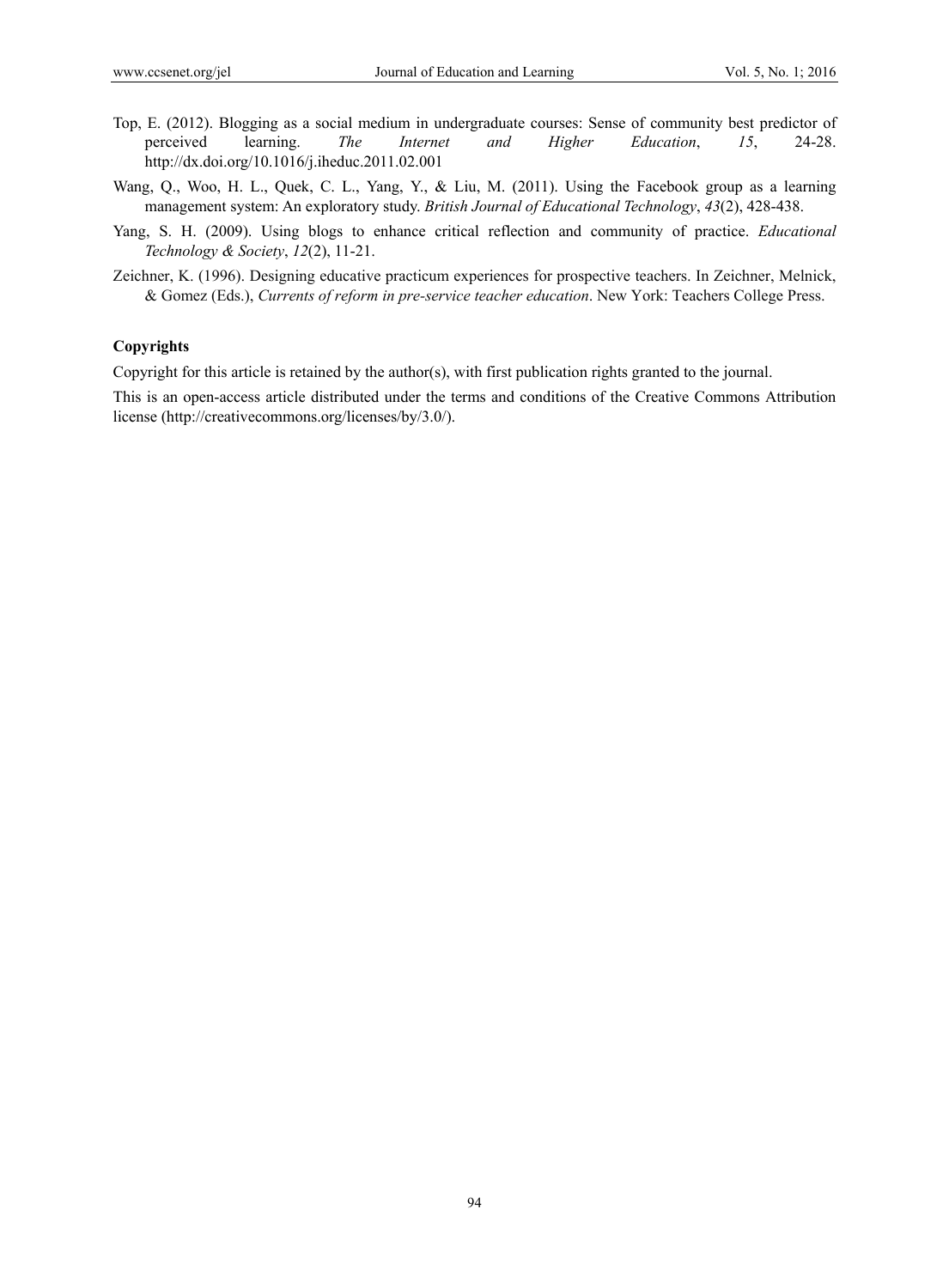Top, E. (2012). Blogging as a social medium in undergraduate courses: Sense of community best predictor of perceived learning. *The Internet and Higher Education*, *15*, 24-28. http://dx.doi.org/10.1016/j.iheduc.2011.02.001

Wang, Q., Woo, H. L., Quek, C. L., Yang, Y., & Liu, M. (2011). Using the Facebook group as a learning management system: An exploratory study. *British Journal of Educational Technology*, *43*(2), 428-438.

Yang, S. H. (2009). Using blogs to enhance critical reflection and community of practice. *Educational Technology & Society*, *12*(2), 11-21.

Zeichner, K. (1996). Designing educative practicum experiences for prospective teachers. In Zeichner, Melnick, & Gomez (Eds.), *Currents of reform in pre-service teacher education*. New York: Teachers College Press.

**Copyrights**

Copyright for this article is retained by the author(s), with first publication rights granted to the journal.

This is an open-access article distributed under the terms and conditions of the Creative Commons Attribution license (http://creativecommons.org/licenses/by/3.0/).